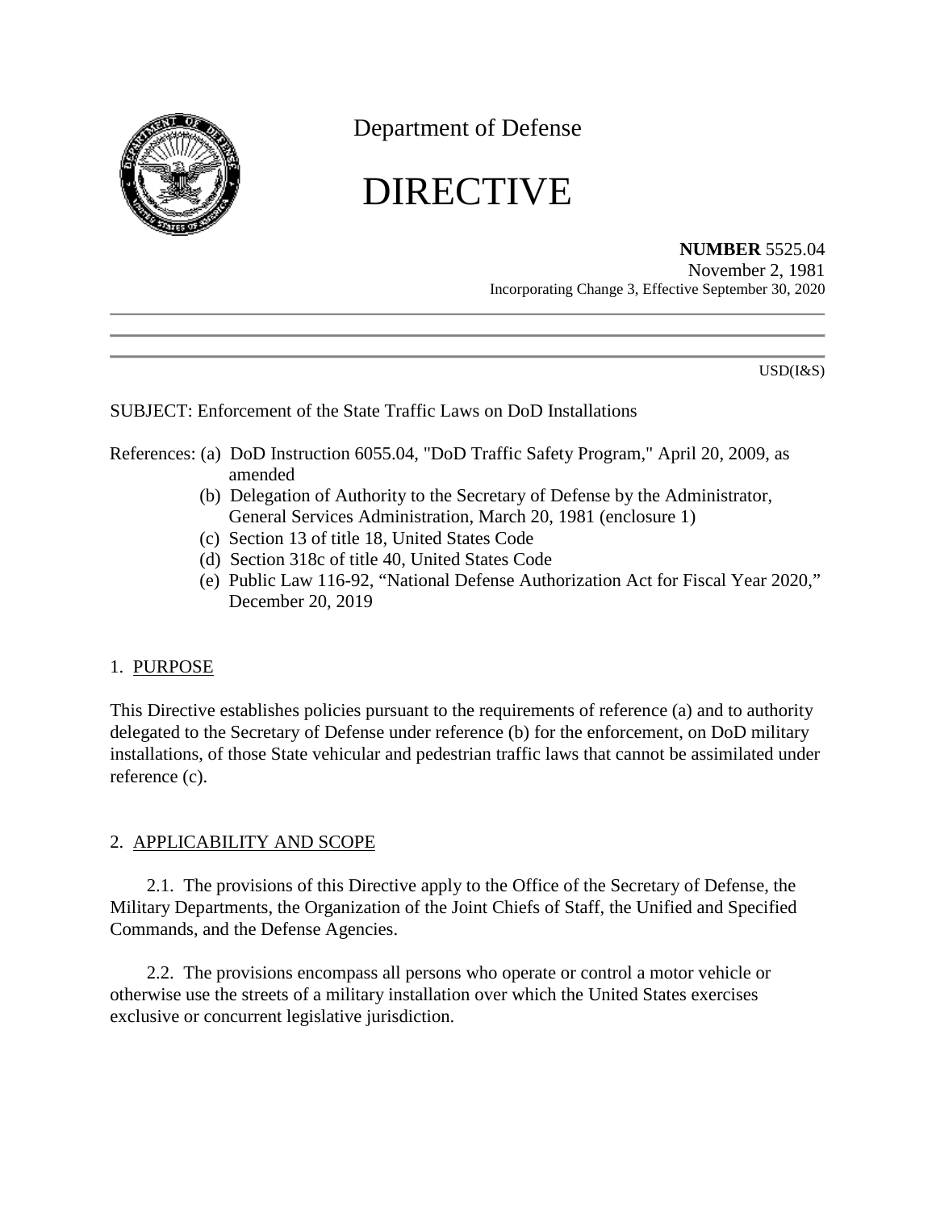Department of Defense

# DIRECTIVE

**NUMBER** 5525.04
November 2, 1981
Incorporating Change 3, Effective September 30, 2020

USD(I&S)

SUBJECT: Enforcement of the State Traffic Laws on DoD Installations

References:
(a) DoD Instruction 6055.04, "DoD Traffic Safety Program," April 20, 2009, as amended
(b) Delegation of Authority to the Secretary of Defense by the Administrator, General Services Administration, March 20, 1981 (enclosure 1)
(c) Section 13 of title 18, United States Code
(d) Section 318c of title 40, United States Code
(e) Public Law 116-92, "National Defense Authorization Act for Fiscal Year 2020," December 20, 2019

## 1. PURPOSE

This Directive establishes policies pursuant to the requirements of reference (a) and to authority delegated to the Secretary of Defense under reference (b) for the enforcement, on DoD military installations, of those State vehicular and pedestrian traffic laws that cannot be assimilated under reference (c).

## 2. APPLICABILITY AND SCOPE

2.1. The provisions of this Directive apply to the Office of the Secretary of Defense, the Military Departments, the Organization of the Joint Chiefs of Staff, the Unified and Specified Commands, and the Defense Agencies.

2.2. The provisions encompass all persons who operate or control a motor vehicle or otherwise use the streets of a military installation over which the United States exercises exclusive or concurrent legislative jurisdiction.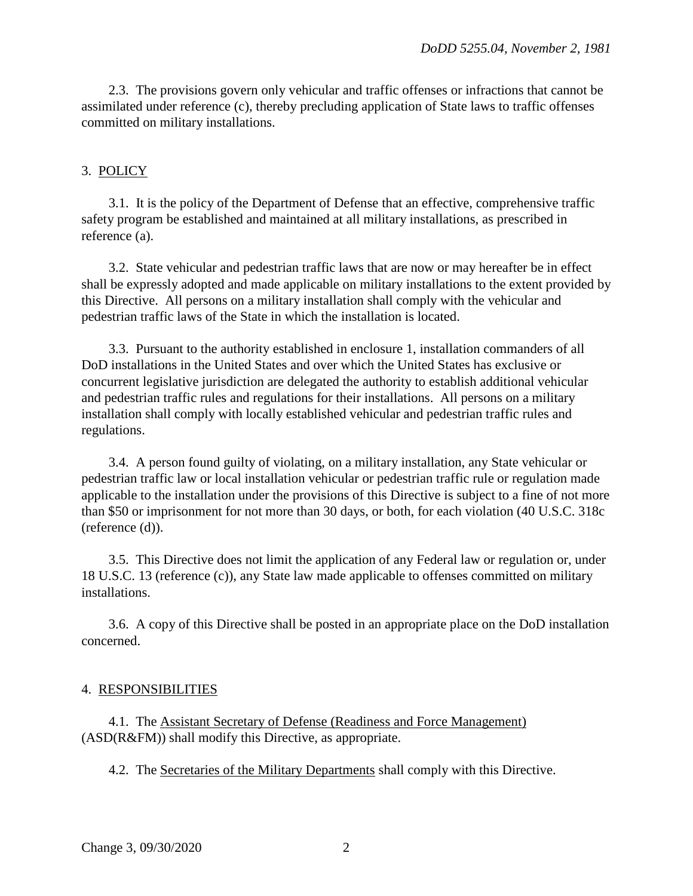2.3. The provisions govern only vehicular and traffic offenses or infractions that cannot be assimilated under reference (c), thereby precluding application of State laws to traffic offenses committed on military installations.

## 3. POLICY

3.1. It is the policy of the Department of Defense that an effective, comprehensive traffic safety program be established and maintained at all military installations, as prescribed in reference (a).

3.2. State vehicular and pedestrian traffic laws that are now or may hereafter be in effect shall be expressly adopted and made applicable on military installations to the extent provided by this Directive. All persons on a military installation shall comply with the vehicular and pedestrian traffic laws of the State in which the installation is located.

3.3. Pursuant to the authority established in enclosure 1, installation commanders of all DoD installations in the United States and over which the United States has exclusive or concurrent legislative jurisdiction are delegated the authority to establish additional vehicular and pedestrian traffic rules and regulations for their installations. All persons on a military installation shall comply with locally established vehicular and pedestrian traffic rules and regulations.

3.4. A person found guilty of violating, on a military installation, any State vehicular or pedestrian traffic law or local installation vehicular or pedestrian traffic rule or regulation made applicable to the installation under the provisions of this Directive is subject to a fine of not more than $50 or imprisonment for not more than 30 days, or both, for each violation (40 U.S.C. 318c (reference (d)).

3.5. This Directive does not limit the application of any Federal law or regulation or, under 18 U.S.C. 13 (reference (c)), any State law made applicable to offenses committed on military installations.

3.6. A copy of this Directive shall be posted in an appropriate place on the DoD installation concerned.

## 4. RESPONSIBILITIES

4.1. The Assistant Secretary of Defense (Readiness and Force Management) (ASD(R&FM)) shall modify this Directive, as appropriate.

4.2. The Secretaries of the Military Departments shall comply with this Directive.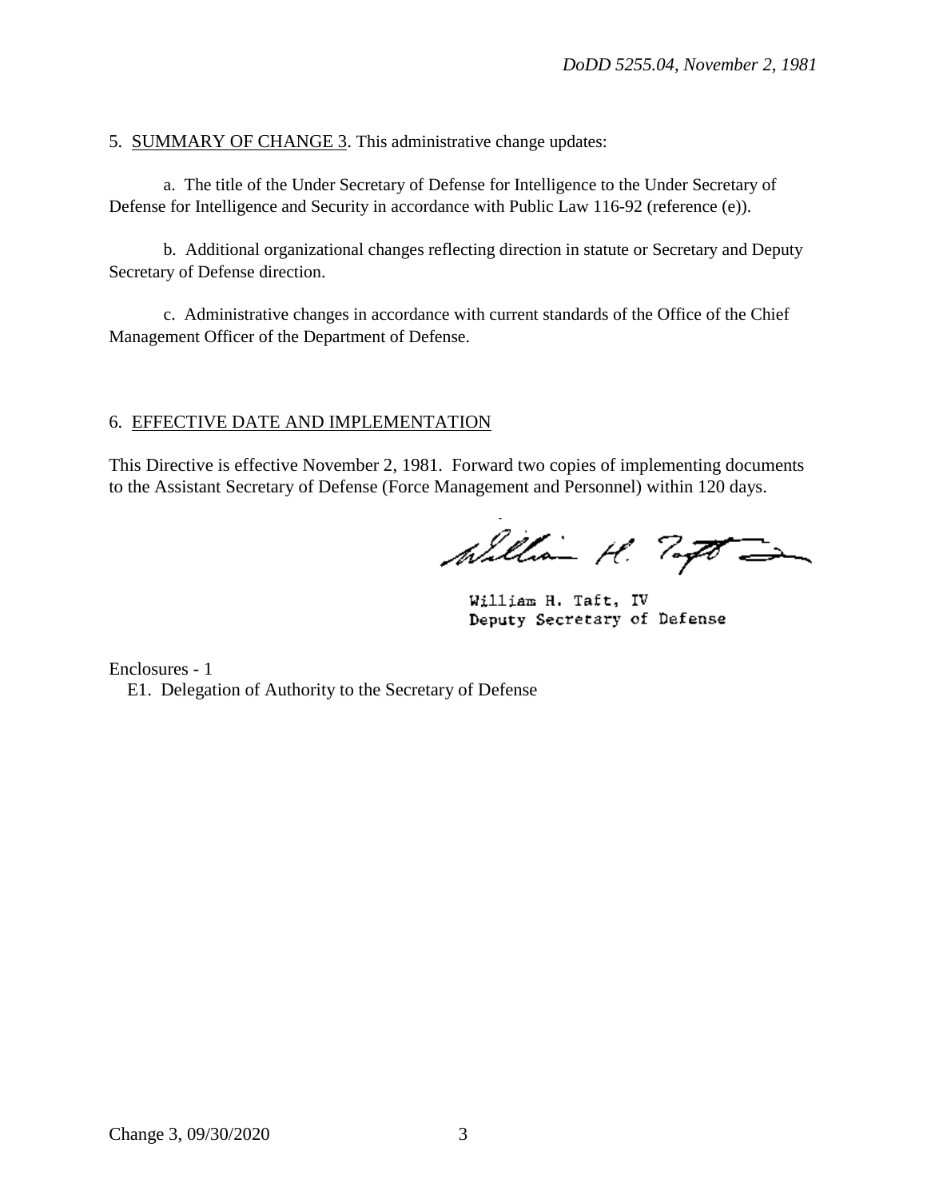5. <u>SUMMARY OF CHANGE 3</u>. This administrative change updates:

a. The title of the Under Secretary of Defense for Intelligence to the Under Secretary of Defense for Intelligence and Security in accordance with Public Law 116-92 (reference (e)).

b. Additional organizational changes reflecting direction in statute or Secretary and Deputy Secretary of Defense direction.

c. Administrative changes in accordance with current standards of the Office of the Chief Management Officer of the Department of Defense.

6. <u>EFFECTIVE DATE AND IMPLEMENTATION</u>

This Directive is effective November 2, 1981. Forward two copies of implementing documents to the Assistant Secretary of Defense (Force Management and Personnel) within 120 days.

William H. Taft, IV
Deputy Secretary of Defense

Enclosures - 1
E1. Delegation of Authority to the Secretary of Defense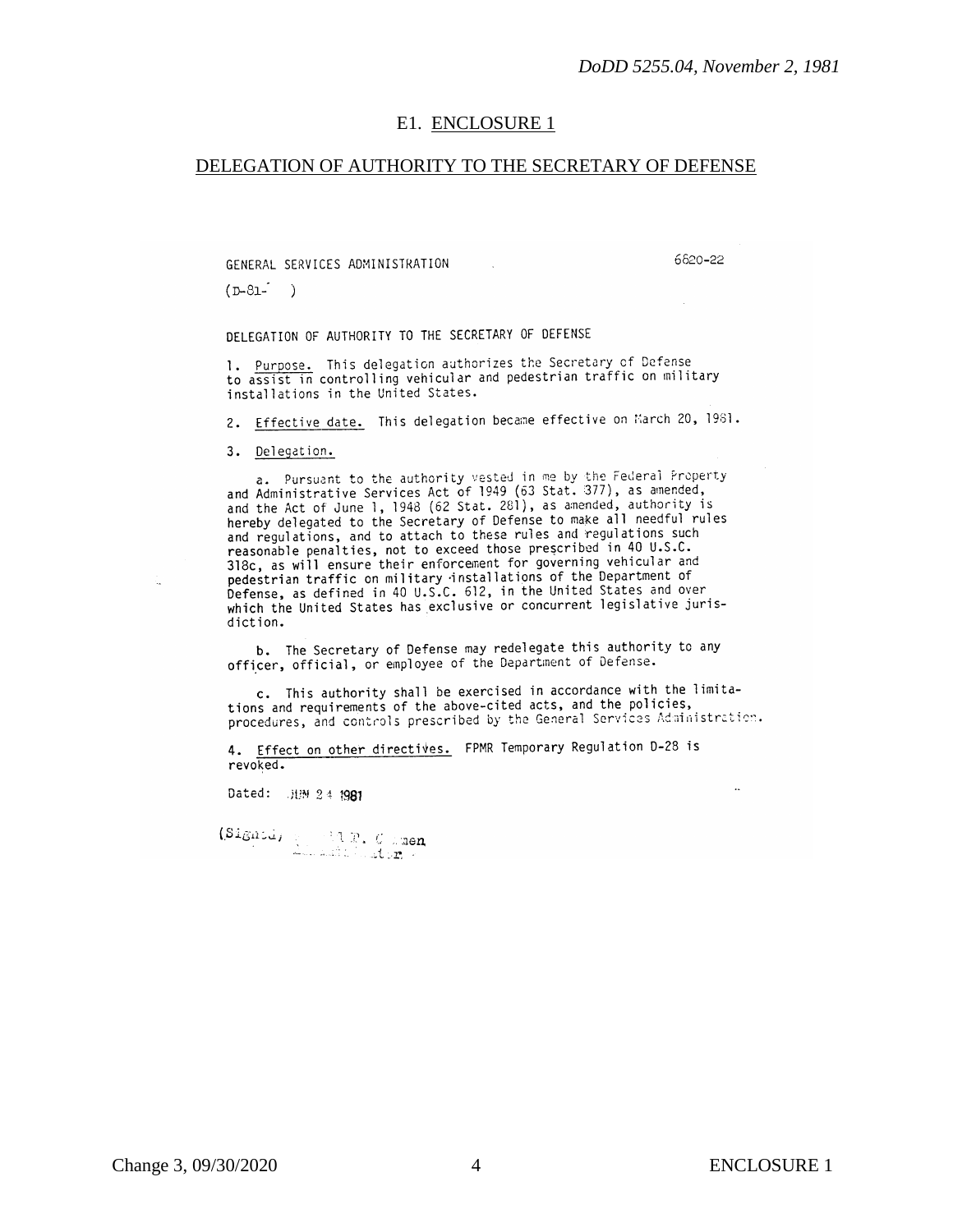# E1. ENCLOSURE 1

## DELEGATION OF AUTHORITY TO THE SECRETARY OF DEFENSE

GENERAL SERVICES ADMINISTRATION 6620-22

(D-81- )

DELEGATION OF AUTHORITY TO THE SECRETARY OF DEFENSE

1. Purpose. This delegation authorizes the Secretary of Defense to assist in controlling vehicular and pedestrian traffic on military installations in the United States.

2. Effective date. This delegation became effective on March 20, 1981.

3. Delegation.

a. Pursuant to the authority vested in me by the Federal Property and Administrative Services Act of 1949 (63 Stat. 377), as amended, and the Act of June 1, 1948 (62 Stat. 281), as amended, authority is hereby delegated to the Secretary of Defense to make all needful rules and regulations, and to attach to these rules and regulations such reasonable penalties, not to exceed those prescribed in 40 U.S.C. 318c, as will ensure their enforcement for governing vehicular and pedestrian traffic on military installations of the Department of Defense, as defined in 40 U.S.C. 612, in the United States and over which the United States has exclusive or concurrent legislative jurisdiction.

b. The Secretary of Defense may redelegate this authority to any officer, official, or employee of the Department of Defense.

c. This authority shall be exercised in accordance with the limitations and requirements of the above-cited acts, and the policies, procedures, and controls prescribed by the General Services Administration.

4. Effect on other directives. FPMR Temporary Regulation D-28 is revoked.

Dated: JUN 24 1981

(Signed) ... R. C... men
...istrator